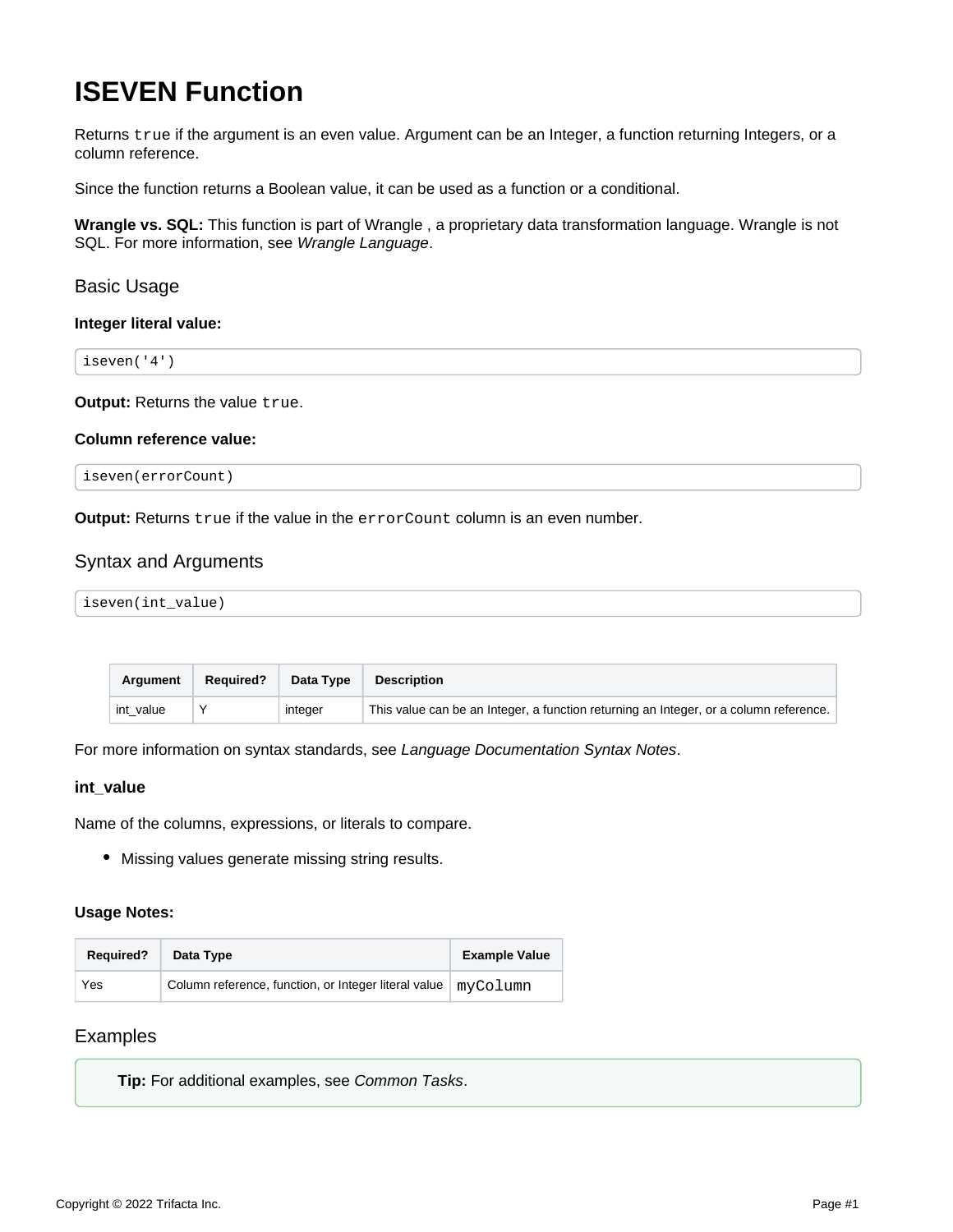# ISEVEN Function

Returns `true` if the argument is an even value. Argument can be an Integer, a function returning Integers, or a column reference.

Since the function returns a Boolean value, it can be used as a function or a conditional.

**Wrangle vs. SQL:** This function is part of Wrangle , a proprietary data transformation language. Wrangle is not SQL. For more information, see *Wrangle Language*.

## Basic Usage

**Integer literal value:**

```
iseven('4')
```

**Output:** Returns the value `true`.

**Column reference value:**

```
iseven(errorCount)
```

**Output:** Returns `true` if the value in the `errorCount` column is an even number.

## Syntax and Arguments

```
iseven(int_value)
```

| Argument | Required? | Data Type | Description |
| --- | --- | --- | --- |
| int_value | Y | integer | This value can be an Integer, a function returning an Integer, or a column reference. |

For more information on syntax standards, see *Language Documentation Syntax Notes*.

### int_value

Name of the columns, expressions, or literals to compare.

- Missing values generate missing string results.

**Usage Notes:**

| Required? | Data Type | Example Value |
| --- | --- | --- |
| Yes | Column reference, function, or Integer literal value | `myColumn` |

## Examples

**Tip:** For additional examples, see *Common Tasks*.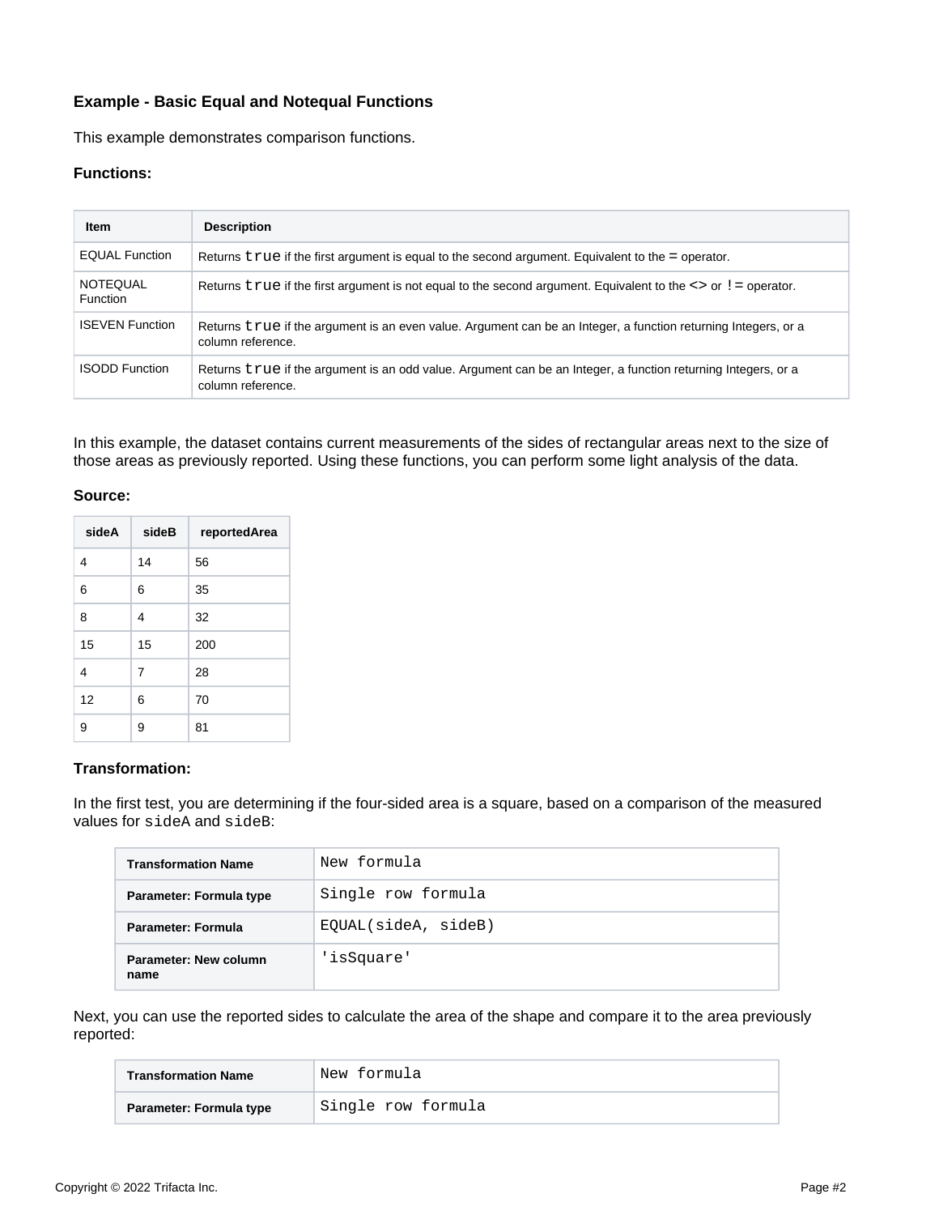### Example - Basic Equal and Notequal Functions

This example demonstrates comparison functions.

**Functions:**

| Item | Description |
| --- | --- |
| EQUAL Function | Returns `true` if the first argument is equal to the second argument. Equivalent to the = operator. |
| NOTEQUAL Function | Returns `true` if the first argument is not equal to the second argument. Equivalent to the <> or != operator. |
| ISEVEN Function | Returns `true` if the argument is an even value. Argument can be an Integer, a function returning Integers, or a column reference. |
| ISODD Function | Returns `true` if the argument is an odd value. Argument can be an Integer, a function returning Integers, or a column reference. |

In this example, the dataset contains current measurements of the sides of rectangular areas next to the size of those areas as previously reported. Using these functions, you can perform some light analysis of the data.

**Source:**

| sideA | sideB | reportedArea |
| --- | --- | --- |
| 4 | 14 | 56 |
| 6 | 6 | 35 |
| 8 | 4 | 32 |
| 15 | 15 | 200 |
| 4 | 7 | 28 |
| 12 | 6 | 70 |
| 9 | 9 | 81 |

**Transformation:**

In the first test, you are determining if the four-sided area is a square, based on a comparison of the measured values for `sideA` and `sideB`:

| Transformation Name | `New formula` |
| --- | --- |
| Parameter: Formula type | `Single row formula` |
| Parameter: Formula | `EQUAL(sideA, sideB)` |
| Parameter: New column name | `'isSquare'` |

Next, you can use the reported sides to calculate the area of the shape and compare it to the area previously reported:

| Transformation Name | `New formula` |
| --- | --- |
| Parameter: Formula type | `Single row formula` |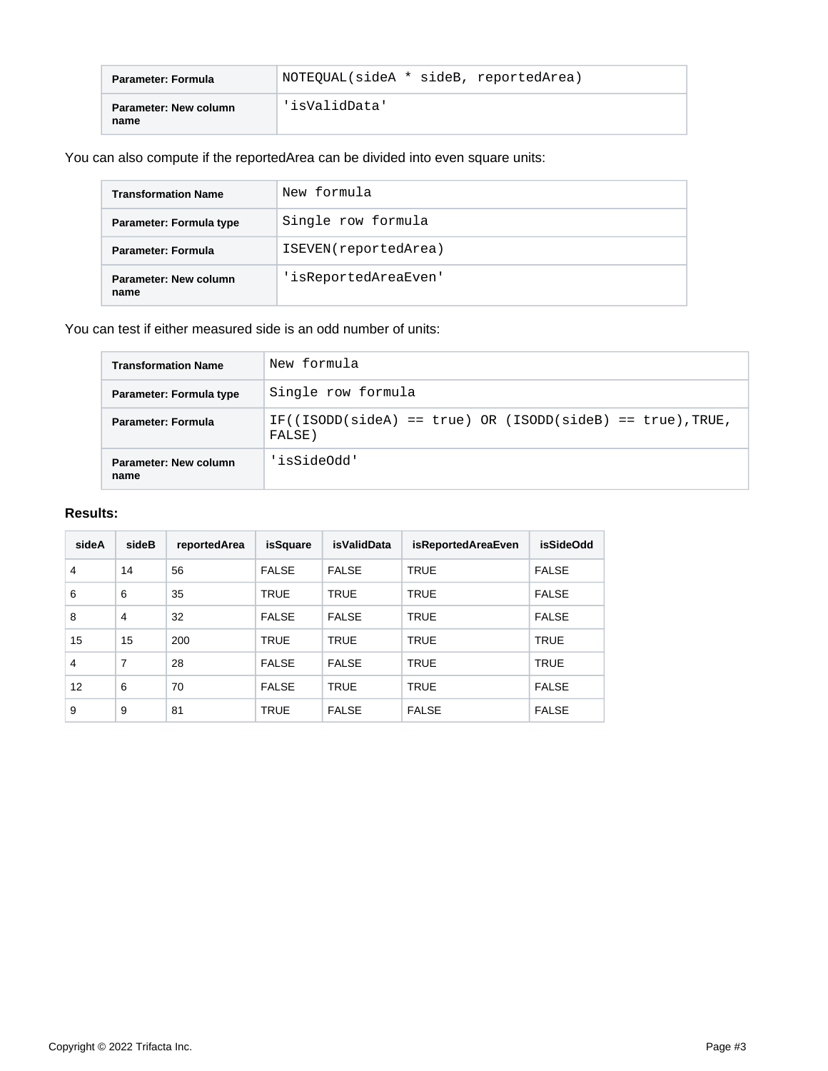| | |
|---|---|
| **Parameter: Formula** | NOTEQUAL(sideA * sideB, reportedArea) |
| **Parameter: New column name** | 'isValidData' |

You can also compute if the reportedArea can be divided into even square units:

| | |
|---|---|
| **Transformation Name** | New formula |
| **Parameter: Formula type** | Single row formula |
| **Parameter: Formula** | ISEVEN(reportedArea) |
| **Parameter: New column name** | 'isReportedAreaEven' |

You can test if either measured side is an odd number of units:

| | |
|---|---|
| **Transformation Name** | New formula |
| **Parameter: Formula type** | Single row formula |
| **Parameter: Formula** | IF((ISODD(sideA) == true) OR (ISODD(sideB) == true),TRUE, FALSE) |
| **Parameter: New column name** | 'isSideOdd' |

**Results:**

| sideA | sideB | reportedArea | isSquare | isValidData | isReportedAreaEven | isSideOdd |
|---|---|---|---|---|---|---|
| 4 | 14 | 56 | FALSE | FALSE | TRUE | FALSE |
| 6 | 6 | 35 | TRUE | TRUE | TRUE | FALSE |
| 8 | 4 | 32 | FALSE | FALSE | TRUE | FALSE |
| 15 | 15 | 200 | TRUE | TRUE | TRUE | TRUE |
| 4 | 7 | 28 | FALSE | FALSE | TRUE | TRUE |
| 12 | 6 | 70 | FALSE | TRUE | TRUE | FALSE |
| 9 | 9 | 81 | TRUE | FALSE | FALSE | FALSE |